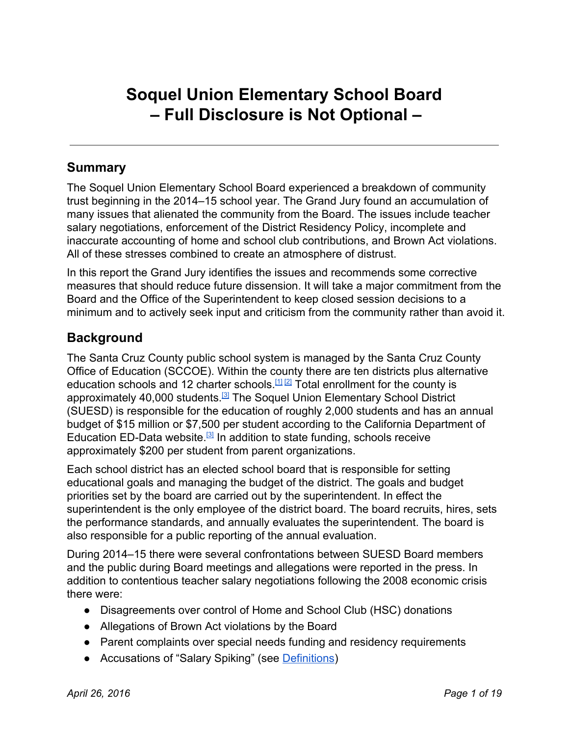# Soquel Union Elementary School Board
# – Full Disclosure is Not Optional –

---

## Summary

The Soquel Union Elementary School Board experienced a breakdown of community trust beginning in the 2014–15 school year. The Grand Jury found an accumulation of many issues that alienated the community from the Board. The issues include teacher salary negotiations, enforcement of the District Residency Policy, incomplete and inaccurate accounting of home and school club contributions, and Brown Act violations. All of these stresses combined to create an atmosphere of distrust.

In this report the Grand Jury identifies the issues and recommends some corrective measures that should reduce future dissension. It will take a major commitment from the Board and the Office of the Superintendent to keep closed session decisions to a minimum and to actively seek input and criticism from the community rather than avoid it.

## Background

The Santa Cruz County public school system is managed by the Santa Cruz County Office of Education (SCCOE). Within the county there are ten districts plus alternative education schools and 12 charter schools.[1] [2] Total enrollment for the county is approximately 40,000 students.[3] The Soquel Union Elementary School District (SUESD) is responsible for the education of roughly 2,000 students and has an annual budget of $15 million or $7,500 per student according to the California Department of Education ED-Data website.[3] In addition to state funding, schools receive approximately $200 per student from parent organizations.

Each school district has an elected school board that is responsible for setting educational goals and managing the budget of the district. The goals and budget priorities set by the board are carried out by the superintendent. In effect the superintendent is the only employee of the district board. The board recruits, hires, sets the performance standards, and annually evaluates the superintendent. The board is also responsible for a public reporting of the annual evaluation.

During 2014–15 there were several confrontations between SUESD Board members and the public during Board meetings and allegations were reported in the press. In addition to contentious teacher salary negotiations following the 2008 economic crisis there were:

- Disagreements over control of Home and School Club (HSC) donations
- Allegations of Brown Act violations by the Board
- Parent complaints over special needs funding and residency requirements
- Accusations of "Salary Spiking" (see Definitions)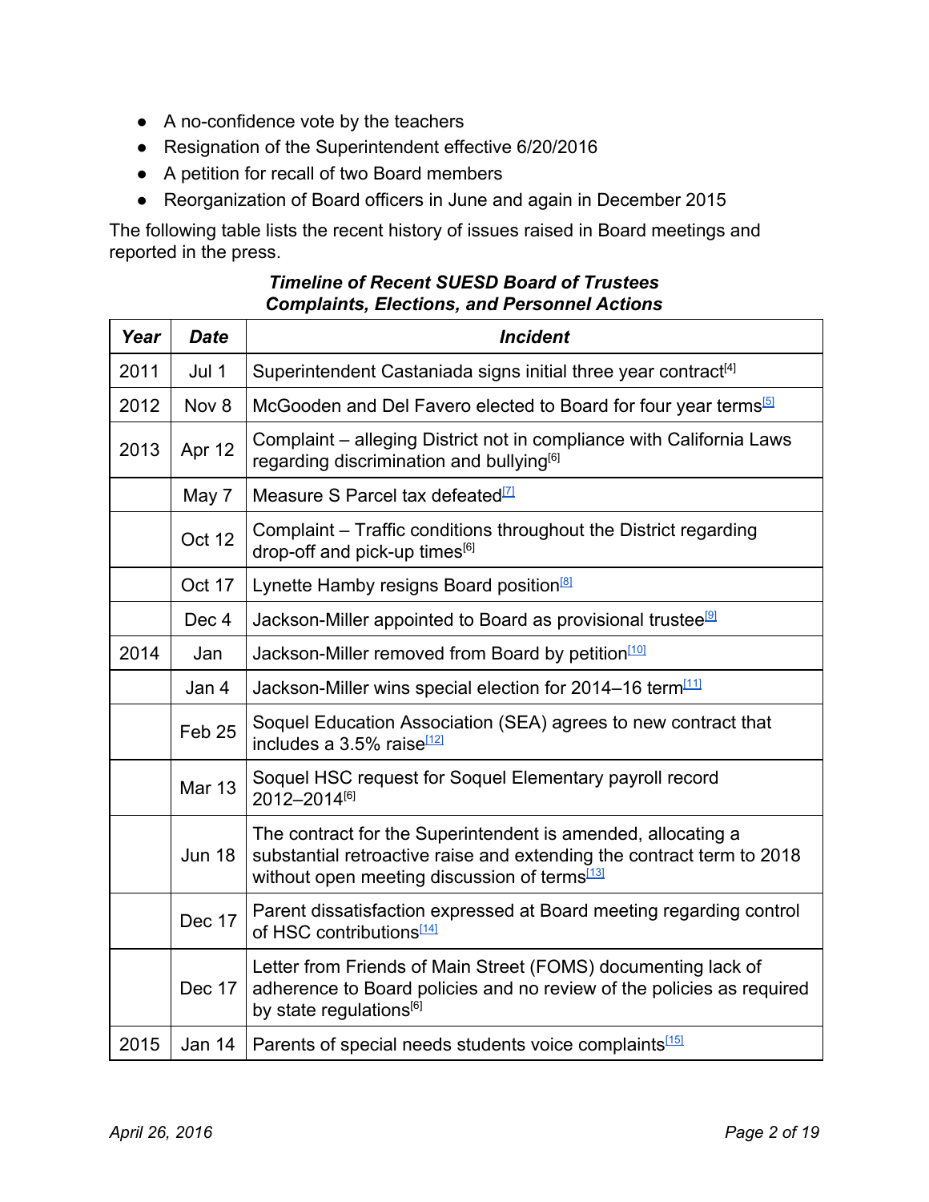- A no-confidence vote by the teachers
- Resignation of the Superintendent effective 6/20/2016
- A petition for recall of two Board members
- Reorganization of Board officers in June and again in December 2015

The following table lists the recent history of issues raised in Board meetings and reported in the press.

***Timeline of Recent SUESD Board of Trustees Complaints, Elections, and Personnel Actions***

| Year | Date | Incident |
|---|---|---|
| 2011 | Jul 1 | Superintendent Castaniada signs initial three year contract[4] |
| 2012 | Nov 8 | McGooden and Del Favero elected to Board for four year terms[5] |
| 2013 | Apr 12 | Complaint – alleging District not in compliance with California Laws regarding discrimination and bullying[6] |
| | May 7 | Measure S Parcel tax defeated[7] |
| | Oct 12 | Complaint – Traffic conditions throughout the District regarding drop-off and pick-up times[6] |
| | Oct 17 | Lynette Hamby resigns Board position[8] |
| | Dec 4 | Jackson-Miller appointed to Board as provisional trustee[9] |
| 2014 | Jan | Jackson-Miller removed from Board by petition[10] |
| | Jan 4 | Jackson-Miller wins special election for 2014–16 term[11] |
| | Feb 25 | Soquel Education Association (SEA) agrees to new contract that includes a 3.5% raise[12] |
| | Mar 13 | Soquel HSC request for Soquel Elementary payroll record 2012–2014[6] |
| | Jun 18 | The contract for the Superintendent is amended, allocating a substantial retroactive raise and extending the contract term to 2018 without open meeting discussion of terms[13] |
| | Dec 17 | Parent dissatisfaction expressed at Board meeting regarding control of HSC contributions[14] |
| | Dec 17 | Letter from Friends of Main Street (FOMS) documenting lack of adherence to Board policies and no review of the policies as required by state regulations[6] |
| 2015 | Jan 14 | Parents of special needs students voice complaints[15] |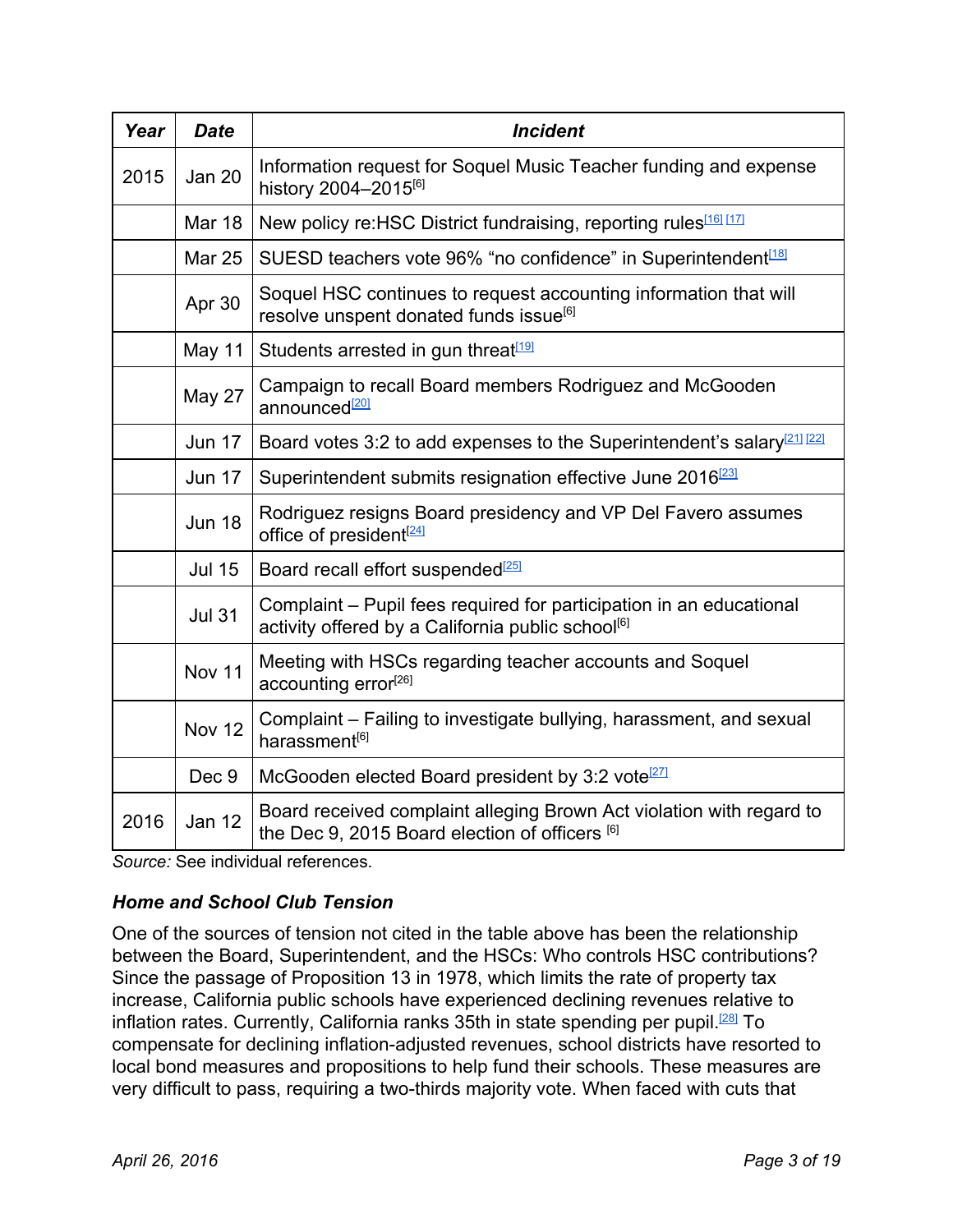| ***Year*** | ***Date*** | ***Incident*** |
|---|---|---|
| 2015 | Jan 20 | Information request for Soquel Music Teacher funding and expense history 2004–2015[6] |
| | Mar 18 | New policy re:HSC District fundraising, reporting rules[16] [17] |
| | Mar 25 | SUESD teachers vote 96% "no confidence" in Superintendent[18] |
| | Apr 30 | Soquel HSC continues to request accounting information that will resolve unspent donated funds issue[6] |
| | May 11 | Students arrested in gun threat[19] |
| | May 27 | Campaign to recall Board members Rodriguez and McGooden announced[20] |
| | Jun 17 | Board votes 3:2 to add expenses to the Superintendent's salary[21] [22] |
| | Jun 17 | Superintendent submits resignation effective June 2016[23] |
| | Jun 18 | Rodriguez resigns Board presidency and VP Del Favero assumes office of president[24] |
| | Jul 15 | Board recall effort suspended[25] |
| | Jul 31 | Complaint – Pupil fees required for participation in an educational activity offered by a California public school[6] |
| | Nov 11 | Meeting with HSCs regarding teacher accounts and Soquel accounting error[26] |
| | Nov 12 | Complaint – Failing to investigate bullying, harassment, and sexual harassment[6] |
| | Dec 9 | McGooden elected Board president by 3:2 vote[27] |
| 2016 | Jan 12 | Board received complaint alleging Brown Act violation with regard to the Dec 9, 2015 Board election of officers [6] |

*Source:* See individual references.

### *Home and School Club Tension*

One of the sources of tension not cited in the table above has been the relationship between the Board, Superintendent, and the HSCs: Who controls HSC contributions? Since the passage of Proposition 13 in 1978, which limits the rate of property tax increase, California public schools have experienced declining revenues relative to inflation rates. Currently, California ranks 35th in state spending per pupil.[28] To compensate for declining inflation-adjusted revenues, school districts have resorted to local bond measures and propositions to help fund their schools. These measures are very difficult to pass, requiring a two-thirds majority vote. When faced with cuts that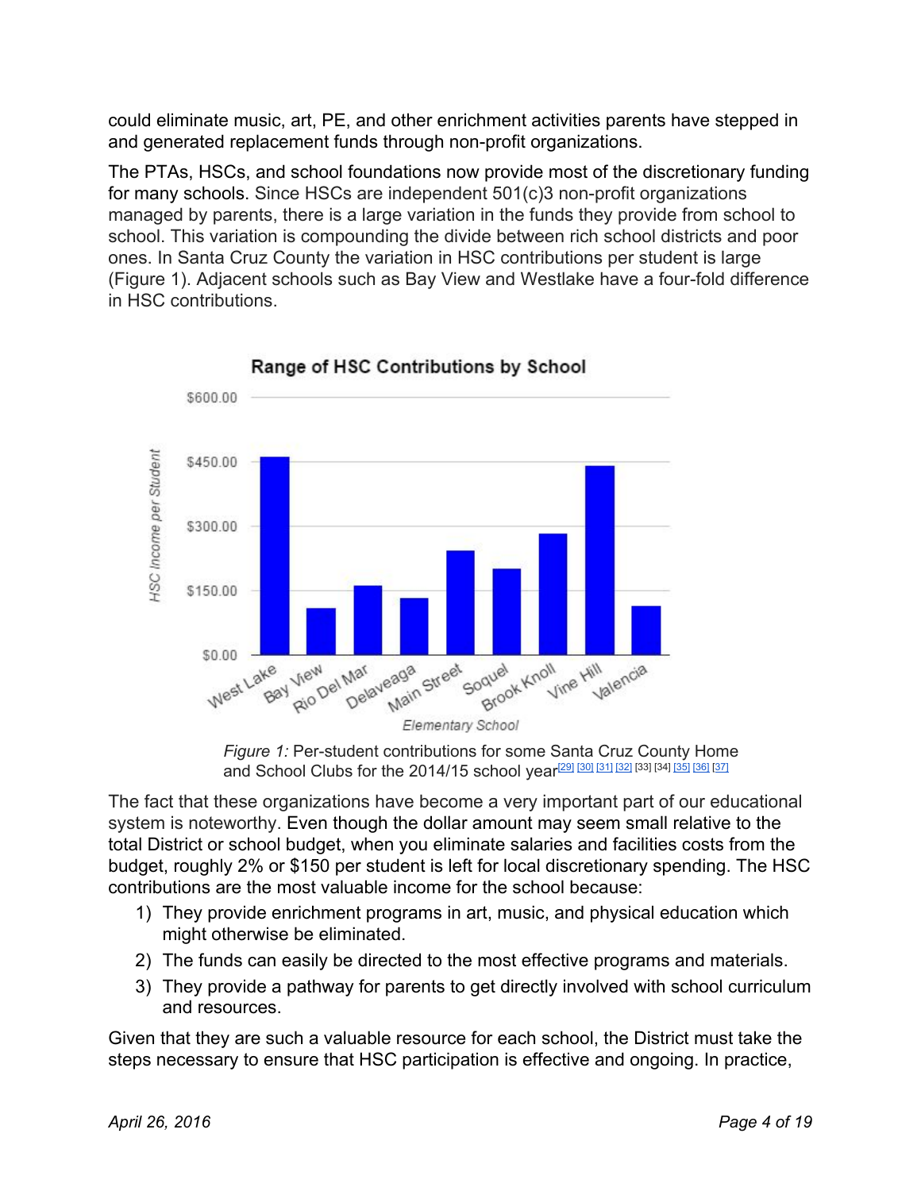could eliminate music, art, PE, and other enrichment activities parents have stepped in and generated replacement funds through non-profit organizations.

The PTAs, HSCs, and school foundations now provide most of the discretionary funding for many schools. Since HSCs are independent 501(c)3 non-profit organizations managed by parents, there is a large variation in the funds they provide from school to school. This variation is compounding the divide between rich school districts and poor ones. In Santa Cruz County the variation in HSC contributions per student is large (Figure 1). Adjacent schools such as Bay View and Westlake have a four-fold difference in HSC contributions.

*Figure 1:* Per-student contributions for some Santa Cruz County Home and School Clubs for the 2014/15 school year[29] [30] [31] [32] [33] [34] [35] [36] [37]

The fact that these organizations have become a very important part of our educational system is noteworthy. Even though the dollar amount may seem small relative to the total District or school budget, when you eliminate salaries and facilities costs from the budget, roughly 2% or $150 per student is left for local discretionary spending. The HSC contributions are the most valuable income for the school because:

1) They provide enrichment programs in art, music, and physical education which might otherwise be eliminated.
2) The funds can easily be directed to the most effective programs and materials.
3) They provide a pathway for parents to get directly involved with school curriculum and resources.

Given that they are such a valuable resource for each school, the District must take the steps necessary to ensure that HSC participation is effective and ongoing. In practice,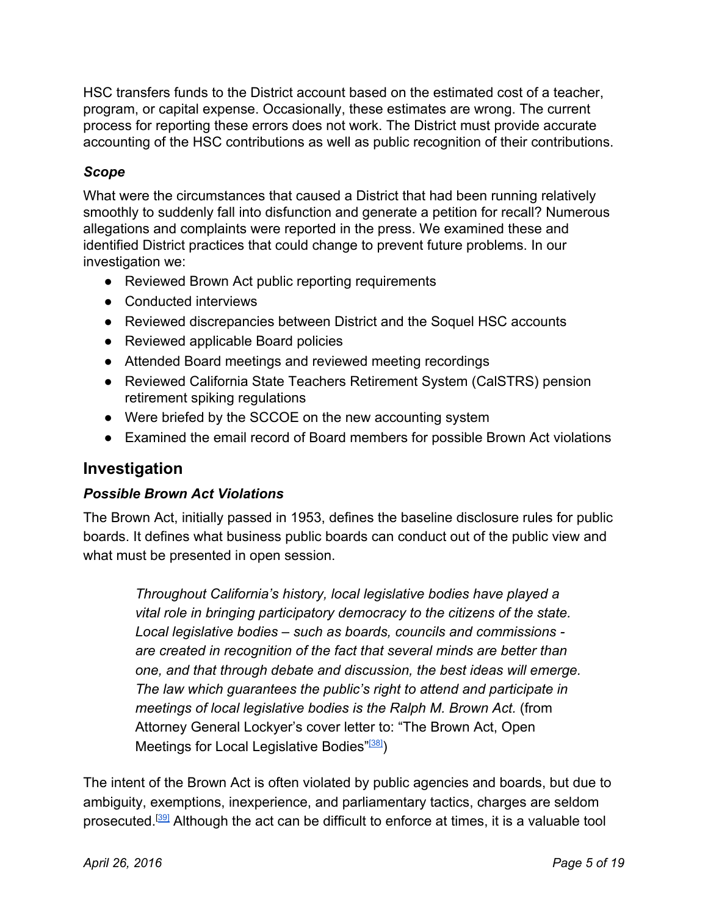HSC transfers funds to the District account based on the estimated cost of a teacher, program, or capital expense. Occasionally, these estimates are wrong. The current process for reporting these errors does not work. The District must provide accurate accounting of the HSC contributions as well as public recognition of their contributions.

### *Scope*

What were the circumstances that caused a District that had been running relatively smoothly to suddenly fall into disfunction and generate a petition for recall? Numerous allegations and complaints were reported in the press. We examined these and identified District practices that could change to prevent future problems. In our investigation we:

- Reviewed Brown Act public reporting requirements
- Conducted interviews
- Reviewed discrepancies between District and the Soquel HSC accounts
- Reviewed applicable Board policies
- Attended Board meetings and reviewed meeting recordings
- Reviewed California State Teachers Retirement System (CalSTRS) pension retirement spiking regulations
- Were briefed by the SCCOE on the new accounting system
- Examined the email record of Board members for possible Brown Act violations

## Investigation

### *Possible Brown Act Violations*

The Brown Act, initially passed in 1953, defines the baseline disclosure rules for public boards. It defines what business public boards can conduct out of the public view and what must be presented in open session.

> *Throughout California's history, local legislative bodies have played a vital role in bringing participatory democracy to the citizens of the state. Local legislative bodies – such as boards, councils and commissions - are created in recognition of the fact that several minds are better than one, and that through debate and discussion, the best ideas will emerge. The law which guarantees the public's right to attend and participate in meetings of local legislative bodies is the Ralph M. Brown Act.* (from Attorney General Lockyer's cover letter to: "The Brown Act, Open Meetings for Local Legislative Bodies"[38])

The intent of the Brown Act is often violated by public agencies and boards, but due to ambiguity, exemptions, inexperience, and parliamentary tactics, charges are seldom prosecuted.[39] Although the act can be difficult to enforce at times, it is a valuable tool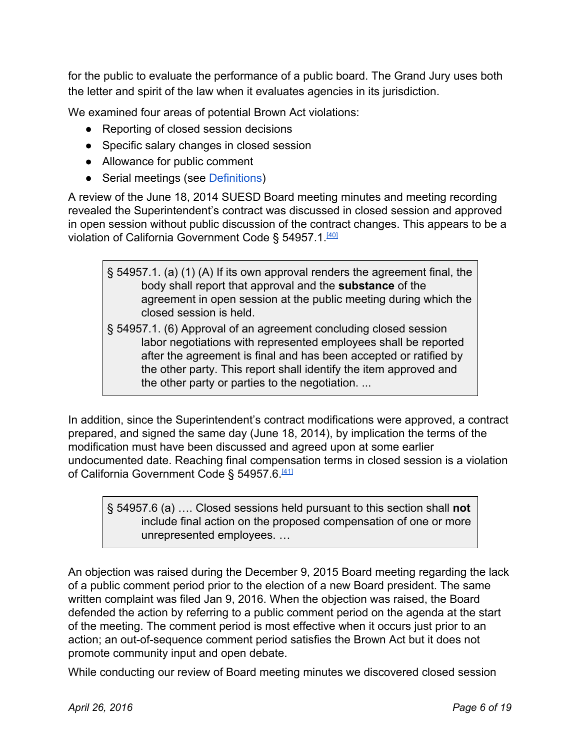for the public to evaluate the performance of a public board. The Grand Jury uses both the letter and spirit of the law when it evaluates agencies in its jurisdiction.

We examined four areas of potential Brown Act violations:

- Reporting of closed session decisions
- Specific salary changes in closed session
- Allowance for public comment
- Serial meetings (see Definitions)

A review of the June 18, 2014 SUESD Board meeting minutes and meeting recording revealed the Superintendent's contract was discussed in closed session and approved in open session without public discussion of the contract changes. This appears to be a violation of California Government Code § 54957.1.[40]

> § 54957.1. (a) (1) (A) If its own approval renders the agreement final, the body shall report that approval and the **substance** of the agreement in open session at the public meeting during which the closed session is held.
>
> § 54957.1. (6) Approval of an agreement concluding closed session labor negotiations with represented employees shall be reported after the agreement is final and has been accepted or ratified by the other party. This report shall identify the item approved and the other party or parties to the negotiation. ...

In addition, since the Superintendent's contract modifications were approved, a contract prepared, and signed the same day (June 18, 2014), by implication the terms of the modification must have been discussed and agreed upon at some earlier undocumented date. Reaching final compensation terms in closed session is a violation of California Government Code § 54957.6.[41]

> § 54957.6 (a) …. Closed sessions held pursuant to this section shall **not** include final action on the proposed compensation of one or more unrepresented employees. …

An objection was raised during the December 9, 2015 Board meeting regarding the lack of a public comment period prior to the election of a new Board president. The same written complaint was filed Jan 9, 2016. When the objection was raised, the Board defended the action by referring to a public comment period on the agenda at the start of the meeting. The comment period is most effective when it occurs just prior to an action; an out-of-sequence comment period satisfies the Brown Act but it does not promote community input and open debate.

While conducting our review of Board meeting minutes we discovered closed session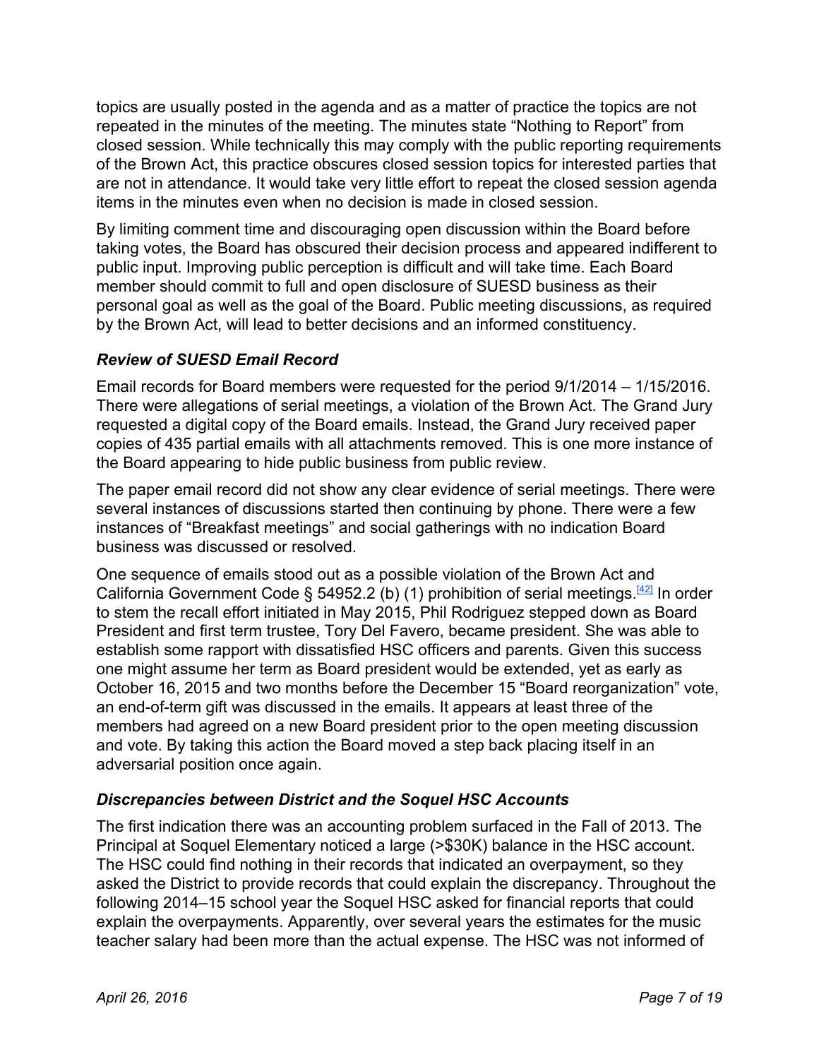topics are usually posted in the agenda and as a matter of practice the topics are not repeated in the minutes of the meeting. The minutes state “Nothing to Report” from closed session. While technically this may comply with the public reporting requirements of the Brown Act, this practice obscures closed session topics for interested parties that are not in attendance. It would take very little effort to repeat the closed session agenda items in the minutes even when no decision is made in closed session.

By limiting comment time and discouraging open discussion within the Board before taking votes, the Board has obscured their decision process and appeared indifferent to public input. Improving public perception is difficult and will take time. Each Board member should commit to full and open disclosure of SUESD business as their personal goal as well as the goal of the Board. Public meeting discussions, as required by the Brown Act, will lead to better decisions and an informed constituency.

### *Review of SUESD Email Record*

Email records for Board members were requested for the period 9/1/2014 – 1/15/2016. There were allegations of serial meetings, a violation of the Brown Act. The Grand Jury requested a digital copy of the Board emails. Instead, the Grand Jury received paper copies of 435 partial emails with all attachments removed. This is one more instance of the Board appearing to hide public business from public review.

The paper email record did not show any clear evidence of serial meetings. There were several instances of discussions started then continuing by phone. There were a few instances of “Breakfast meetings” and social gatherings with no indication Board business was discussed or resolved.

One sequence of emails stood out as a possible violation of the Brown Act and California Government Code § 54952.2 (b) (1) prohibition of serial meetings.[42] In order to stem the recall effort initiated in May 2015, Phil Rodriguez stepped down as Board President and first term trustee, Tory Del Favero, became president. She was able to establish some rapport with dissatisfied HSC officers and parents. Given this success one might assume her term as Board president would be extended, yet as early as October 16, 2015 and two months before the December 15 “Board reorganization” vote, an end-of-term gift was discussed in the emails. It appears at least three of the members had agreed on a new Board president prior to the open meeting discussion and vote. By taking this action the Board moved a step back placing itself in an adversarial position once again.

### *Discrepancies between District and the Soquel HSC Accounts*

The first indication there was an accounting problem surfaced in the Fall of 2013. The Principal at Soquel Elementary noticed a large (>$30K) balance in the HSC account. The HSC could find nothing in their records that indicated an overpayment, so they asked the District to provide records that could explain the discrepancy. Throughout the following 2014–15 school year the Soquel HSC asked for financial reports that could explain the overpayments. Apparently, over several years the estimates for the music teacher salary had been more than the actual expense. The HSC was not informed of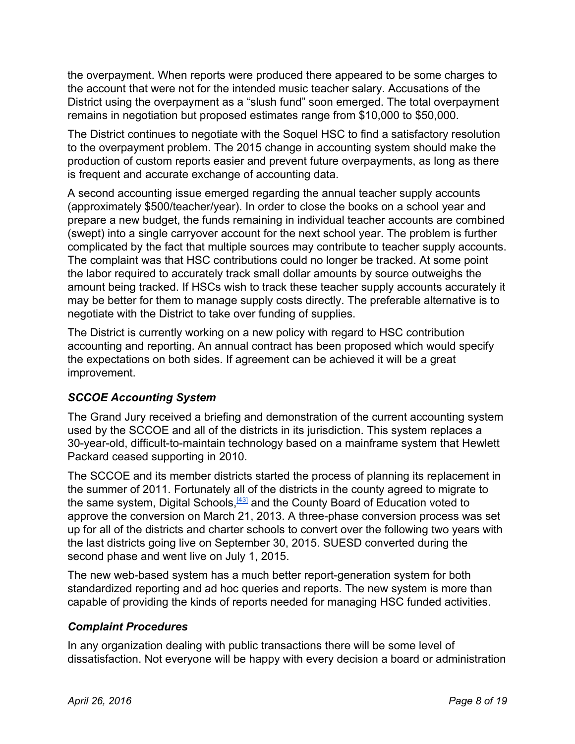the overpayment. When reports were produced there appeared to be some charges to the account that were not for the intended music teacher salary. Accusations of the District using the overpayment as a "slush fund" soon emerged. The total overpayment remains in negotiation but proposed estimates range from $10,000 to $50,000.

The District continues to negotiate with the Soquel HSC to find a satisfactory resolution to the overpayment problem. The 2015 change in accounting system should make the production of custom reports easier and prevent future overpayments, as long as there is frequent and accurate exchange of accounting data.

A second accounting issue emerged regarding the annual teacher supply accounts (approximately $500/teacher/year). In order to close the books on a school year and prepare a new budget, the funds remaining in individual teacher accounts are combined (swept) into a single carryover account for the next school year. The problem is further complicated by the fact that multiple sources may contribute to teacher supply accounts. The complaint was that HSC contributions could no longer be tracked. At some point the labor required to accurately track small dollar amounts by source outweighs the amount being tracked. If HSCs wish to track these teacher supply accounts accurately it may be better for them to manage supply costs directly. The preferable alternative is to negotiate with the District to take over funding of supplies.

The District is currently working on a new policy with regard to HSC contribution accounting and reporting. An annual contract has been proposed which would specify the expectations on both sides. If agreement can be achieved it will be a great improvement.

### *SCCOE Accounting System*

The Grand Jury received a briefing and demonstration of the current accounting system used by the SCCOE and all of the districts in its jurisdiction. This system replaces a 30-year-old, difficult-to-maintain technology based on a mainframe system that Hewlett Packard ceased supporting in 2010.

The SCCOE and its member districts started the process of planning its replacement in the summer of 2011. Fortunately all of the districts in the county agreed to migrate to the same system, Digital Schools,[43] and the County Board of Education voted to approve the conversion on March 21, 2013. A three-phase conversion process was set up for all of the districts and charter schools to convert over the following two years with the last districts going live on September 30, 2015. SUESD converted during the second phase and went live on July 1, 2015.

The new web-based system has a much better report-generation system for both standardized reporting and ad hoc queries and reports. The new system is more than capable of providing the kinds of reports needed for managing HSC funded activities.

### *Complaint Procedures*

In any organization dealing with public transactions there will be some level of dissatisfaction. Not everyone will be happy with every decision a board or administration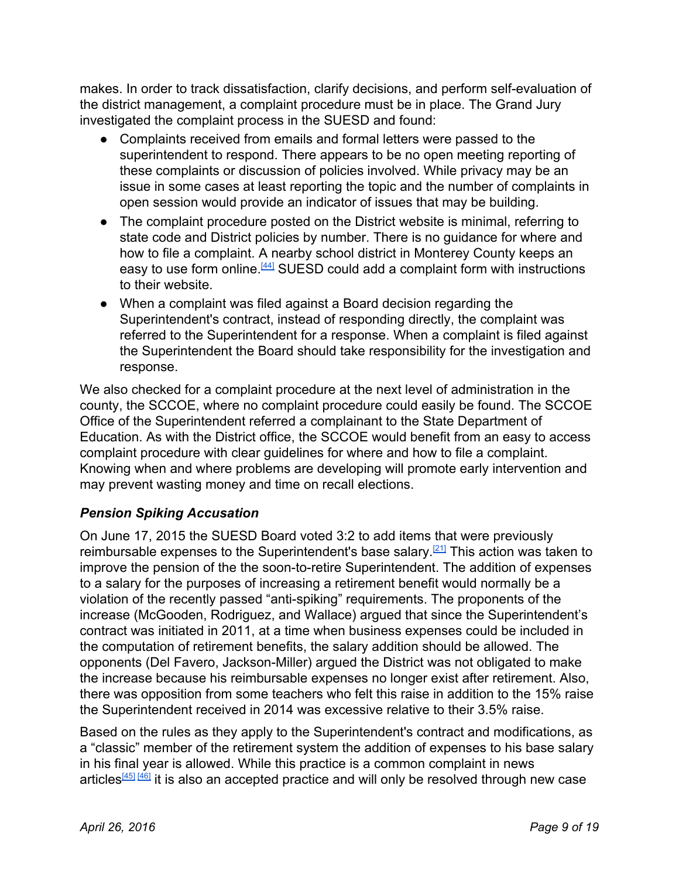makes. In order to track dissatisfaction, clarify decisions, and perform self-evaluation of the district management, a complaint procedure must be in place. The Grand Jury investigated the complaint process in the SUESD and found:

- Complaints received from emails and formal letters were passed to the superintendent to respond. There appears to be no open meeting reporting of these complaints or discussion of policies involved. While privacy may be an issue in some cases at least reporting the topic and the number of complaints in open session would provide an indicator of issues that may be building.
- The complaint procedure posted on the District website is minimal, referring to state code and District policies by number. There is no guidance for where and how to file a complaint. A nearby school district in Monterey County keeps an easy to use form online.[44] SUESD could add a complaint form with instructions to their website.
- When a complaint was filed against a Board decision regarding the Superintendent's contract, instead of responding directly, the complaint was referred to the Superintendent for a response. When a complaint is filed against the Superintendent the Board should take responsibility for the investigation and response.

We also checked for a complaint procedure at the next level of administration in the county, the SCCOE, where no complaint procedure could easily be found. The SCCOE Office of the Superintendent referred a complainant to the State Department of Education. As with the District office, the SCCOE would benefit from an easy to access complaint procedure with clear guidelines for where and how to file a complaint. Knowing when and where problems are developing will promote early intervention and may prevent wasting money and time on recall elections.

### *Pension Spiking Accusation*

On June 17, 2015 the SUESD Board voted 3:2 to add items that were previously reimbursable expenses to the Superintendent's base salary.[21] This action was taken to improve the pension of the the soon-to-retire Superintendent. The addition of expenses to a salary for the purposes of increasing a retirement benefit would normally be a violation of the recently passed "anti-spiking" requirements. The proponents of the increase (McGooden, Rodriguez, and Wallace) argued that since the Superintendent's contract was initiated in 2011, at a time when business expenses could be included in the computation of retirement benefits, the salary addition should be allowed. The opponents (Del Favero, Jackson-Miller) argued the District was not obligated to make the increase because his reimbursable expenses no longer exist after retirement. Also, there was opposition from some teachers who felt this raise in addition to the 15% raise the Superintendent received in 2014 was excessive relative to their 3.5% raise.

Based on the rules as they apply to the Superintendent's contract and modifications, as a "classic" member of the retirement system the addition of expenses to his base salary in his final year is allowed. While this practice is a common complaint in news articles[45] [46] it is also an accepted practice and will only be resolved through new case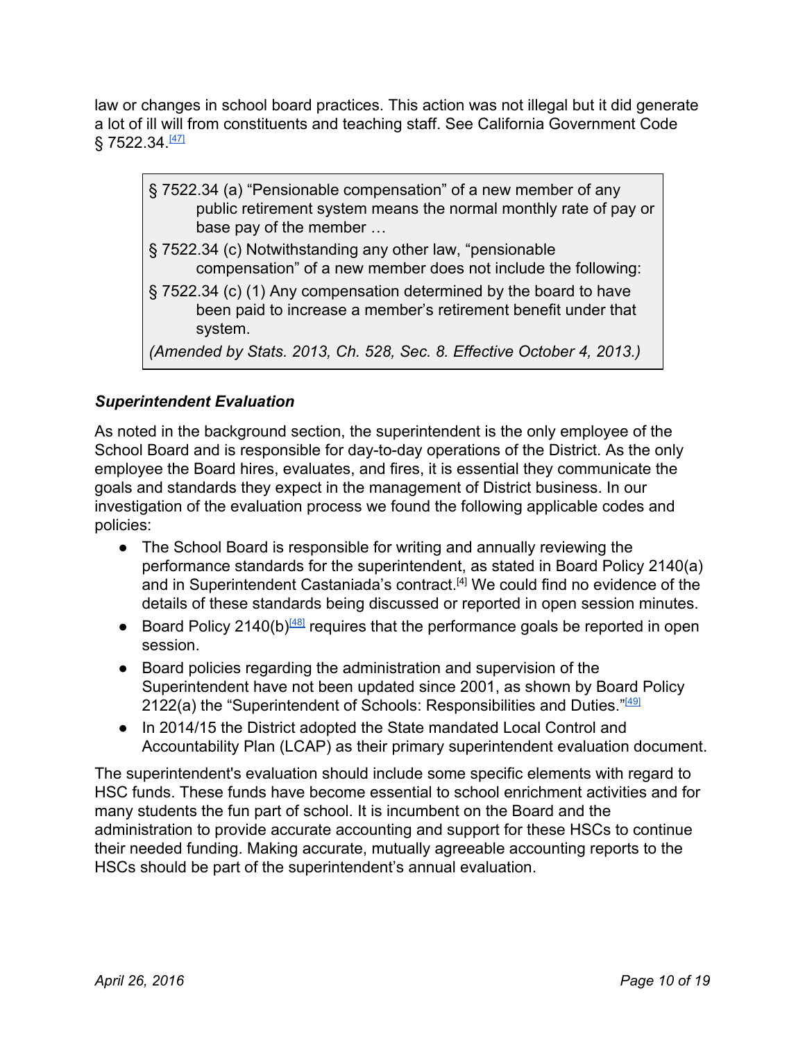law or changes in school board practices. This action was not illegal but it did generate a lot of ill will from constituents and teaching staff. See California Government Code § 7522.34.[47]

> § 7522.34 (a) “Pensionable compensation” of a new member of any public retirement system means the normal monthly rate of pay or base pay of the member …
>
> § 7522.34 (c) Notwithstanding any other law, “pensionable compensation” of a new member does not include the following:
>
> § 7522.34 (c) (1) Any compensation determined by the board to have been paid to increase a member’s retirement benefit under that system.
>
> *(Amended by Stats. 2013, Ch. 528, Sec. 8. Effective October 4, 2013.)*

***Superintendent Evaluation***

As noted in the background section, the superintendent is the only employee of the School Board and is responsible for day-to-day operations of the District. As the only employee the Board hires, evaluates, and fires, it is essential they communicate the goals and standards they expect in the management of District business. In our investigation of the evaluation process we found the following applicable codes and policies:

- The School Board is responsible for writing and annually reviewing the performance standards for the superintendent, as stated in Board Policy 2140(a) and in Superintendent Castaniada’s contract.[4] We could find no evidence of the details of these standards being discussed or reported in open session minutes.
- Board Policy 2140(b)[48] requires that the performance goals be reported in open session.
- Board policies regarding the administration and supervision of the Superintendent have not been updated since 2001, as shown by Board Policy 2122(a) the “Superintendent of Schools: Responsibilities and Duties.”[49]
- In 2014/15 the District adopted the State mandated Local Control and Accountability Plan (LCAP) as their primary superintendent evaluation document.

The superintendent's evaluation should include some specific elements with regard to HSC funds. These funds have become essential to school enrichment activities and for many students the fun part of school. It is incumbent on the Board and the administration to provide accurate accounting and support for these HSCs to continue their needed funding. Making accurate, mutually agreeable accounting reports to the HSCs should be part of the superintendent’s annual evaluation.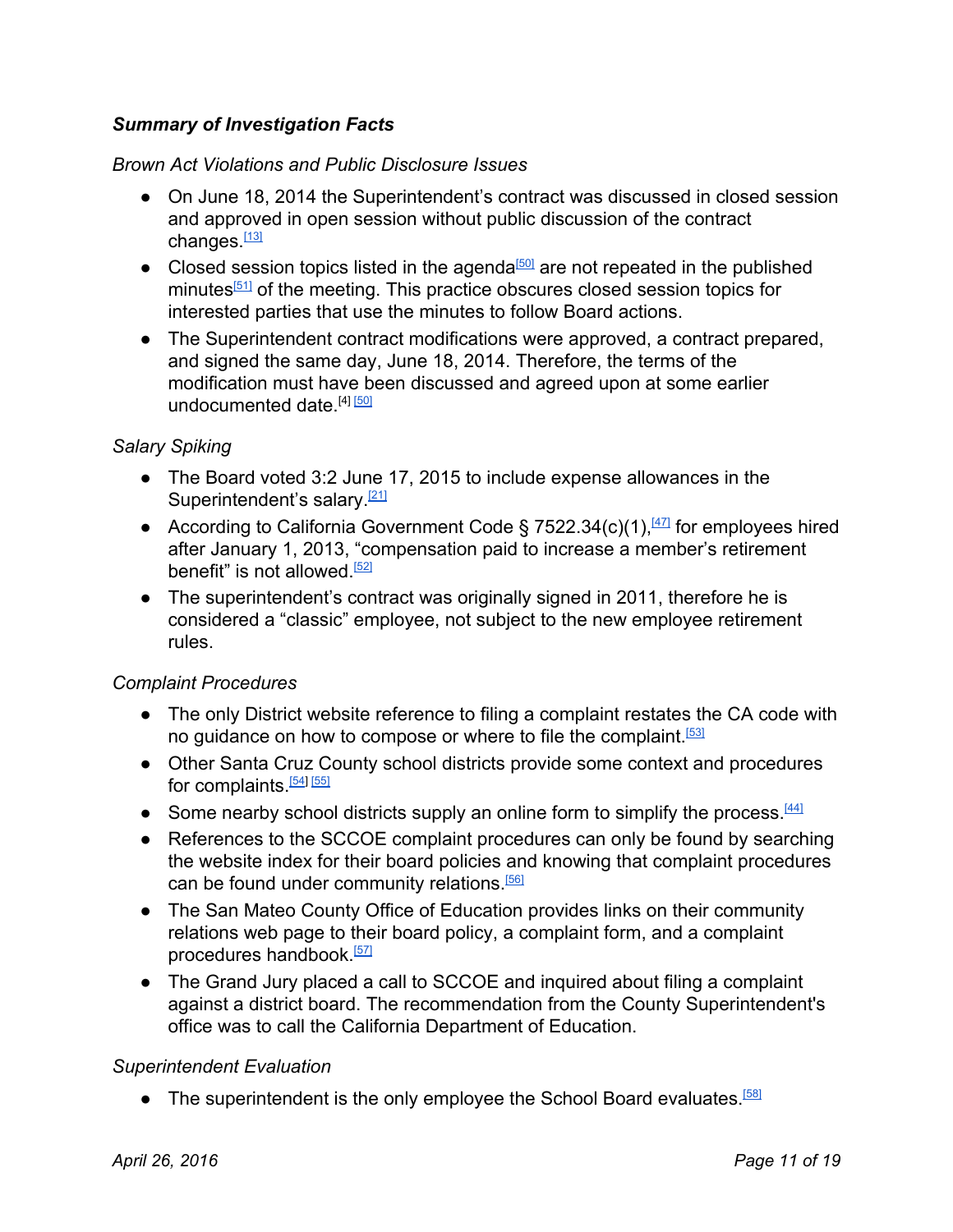### ***Summary of Investigation Facts***

*Brown Act Violations and Public Disclosure Issues*

- On June 18, 2014 the Superintendent's contract was discussed in closed session and approved in open session without public discussion of the contract changes.[13]
- Closed session topics listed in the agenda[50] are not repeated in the published minutes[51] of the meeting. This practice obscures closed session topics for interested parties that use the minutes to follow Board actions.
- The Superintendent contract modifications were approved, a contract prepared, and signed the same day, June 18, 2014. Therefore, the terms of the modification must have been discussed and agreed upon at some earlier undocumented date.[4] [50]

*Salary Spiking*

- The Board voted 3:2 June 17, 2015 to include expense allowances in the Superintendent's salary.[21]
- According to California Government Code § 7522.34(c)(1),[47] for employees hired after January 1, 2013, "compensation paid to increase a member's retirement benefit" is not allowed.[52]
- The superintendent's contract was originally signed in 2011, therefore he is considered a "classic" employee, not subject to the new employee retirement rules.

*Complaint Procedures*

- The only District website reference to filing a complaint restates the CA code with no guidance on how to compose or where to file the complaint.[53]
- Other Santa Cruz County school districts provide some context and procedures for complaints.[54] [55]
- Some nearby school districts supply an online form to simplify the process.[44]
- References to the SCCOE complaint procedures can only be found by searching the website index for their board policies and knowing that complaint procedures can be found under community relations.[56]
- The San Mateo County Office of Education provides links on their community relations web page to their board policy, a complaint form, and a complaint procedures handbook.[57]
- The Grand Jury placed a call to SCCOE and inquired about filing a complaint against a district board. The recommendation from the County Superintendent's office was to call the California Department of Education.

*Superintendent Evaluation*

- The superintendent is the only employee the School Board evaluates.[58]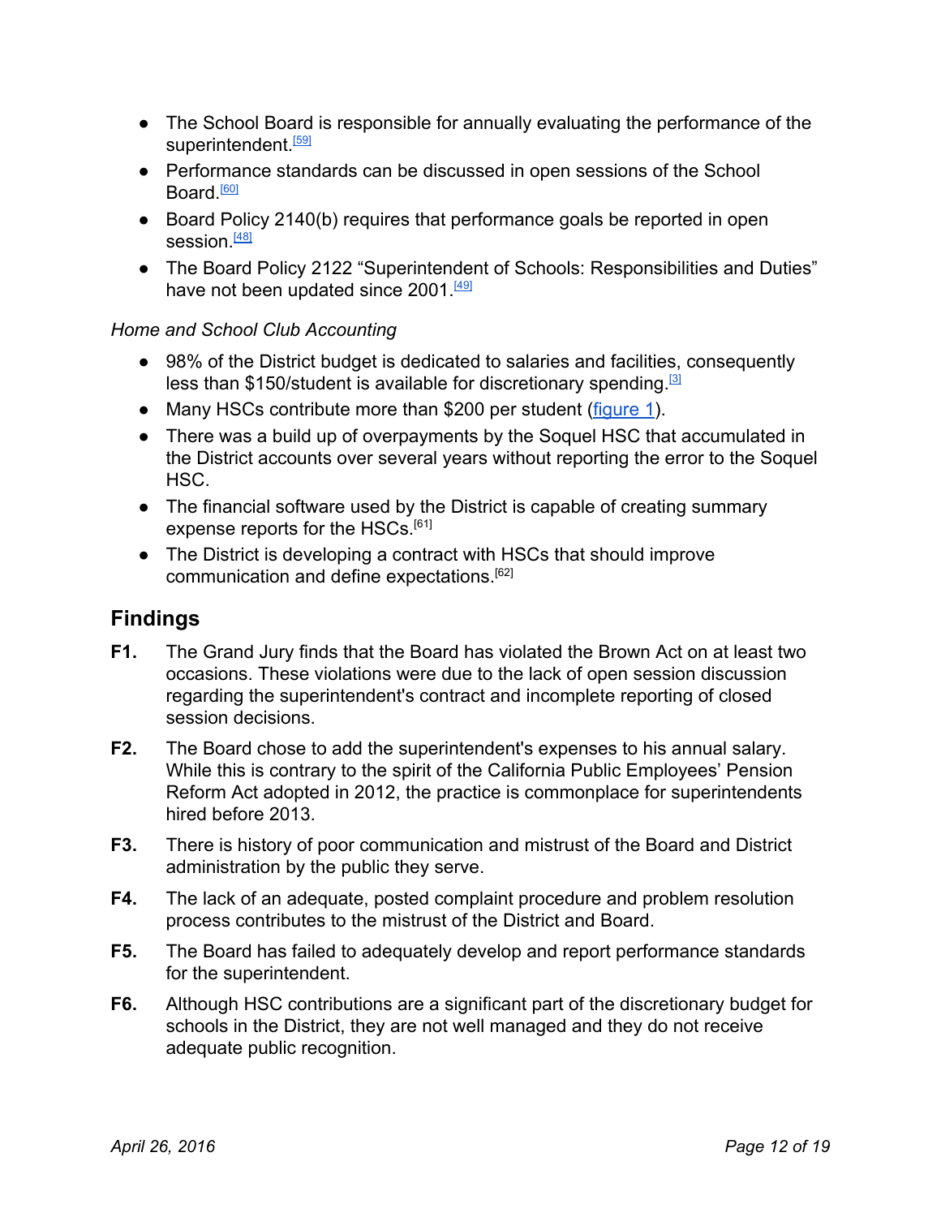- The School Board is responsible for annually evaluating the performance of the superintendent.[59]
- Performance standards can be discussed in open sessions of the School Board.[60]
- Board Policy 2140(b) requires that performance goals be reported in open session.[48]
- The Board Policy 2122 "Superintendent of Schools: Responsibilities and Duties" have not been updated since 2001.[49]

*Home and School Club Accounting*

- 98% of the District budget is dedicated to salaries and facilities, consequently less than $150/student is available for discretionary spending.[3]
- Many HSCs contribute more than $200 per student (figure 1).
- There was a build up of overpayments by the Soquel HSC that accumulated in the District accounts over several years without reporting the error to the Soquel HSC.
- The financial software used by the District is capable of creating summary expense reports for the HSCs.[61]
- The District is developing a contract with HSCs that should improve communication and define expectations.[62]

## Findings

**F1.** The Grand Jury finds that the Board has violated the Brown Act on at least two occasions. These violations were due to the lack of open session discussion regarding the superintendent's contract and incomplete reporting of closed session decisions.

**F2.** The Board chose to add the superintendent's expenses to his annual salary. While this is contrary to the spirit of the California Public Employees' Pension Reform Act adopted in 2012, the practice is commonplace for superintendents hired before 2013.

**F3.** There is history of poor communication and mistrust of the Board and District administration by the public they serve.

**F4.** The lack of an adequate, posted complaint procedure and problem resolution process contributes to the mistrust of the District and Board.

**F5.** The Board has failed to adequately develop and report performance standards for the superintendent.

**F6.** Although HSC contributions are a significant part of the discretionary budget for schools in the District, they are not well managed and they do not receive adequate public recognition.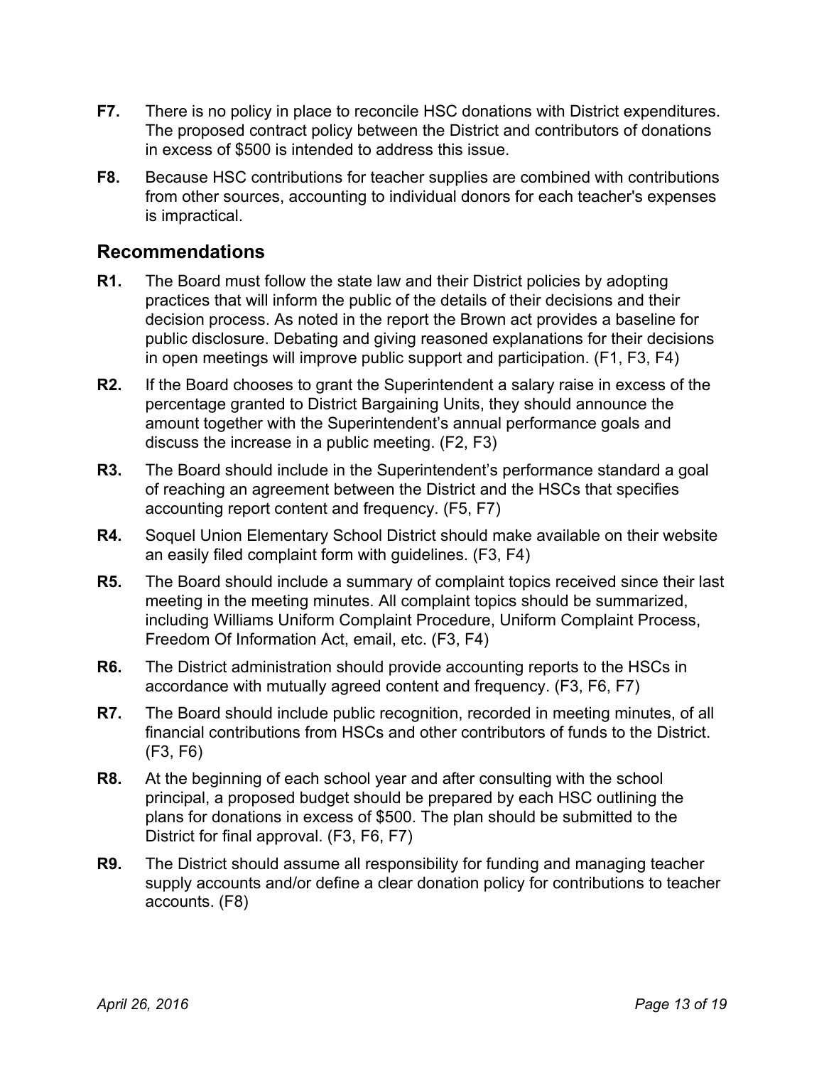**F7.** There is no policy in place to reconcile HSC donations with District expenditures. The proposed contract policy between the District and contributors of donations in excess of $500 is intended to address this issue.

**F8.** Because HSC contributions for teacher supplies are combined with contributions from other sources, accounting to individual donors for each teacher's expenses is impractical.

## Recommendations

**R1.** The Board must follow the state law and their District policies by adopting practices that will inform the public of the details of their decisions and their decision process. As noted in the report the Brown act provides a baseline for public disclosure. Debating and giving reasoned explanations for their decisions in open meetings will improve public support and participation. (F1, F3, F4)

**R2.** If the Board chooses to grant the Superintendent a salary raise in excess of the percentage granted to District Bargaining Units, they should announce the amount together with the Superintendent's annual performance goals and discuss the increase in a public meeting. (F2, F3)

**R3.** The Board should include in the Superintendent's performance standard a goal of reaching an agreement between the District and the HSCs that specifies accounting report content and frequency. (F5, F7)

**R4.** Soquel Union Elementary School District should make available on their website an easily filed complaint form with guidelines. (F3, F4)

**R5.** The Board should include a summary of complaint topics received since their last meeting in the meeting minutes. All complaint topics should be summarized, including Williams Uniform Complaint Procedure, Uniform Complaint Process, Freedom Of Information Act, email, etc. (F3, F4)

**R6.** The District administration should provide accounting reports to the HSCs in accordance with mutually agreed content and frequency. (F3, F6, F7)

**R7.** The Board should include public recognition, recorded in meeting minutes, of all financial contributions from HSCs and other contributors of funds to the District. (F3, F6)

**R8.** At the beginning of each school year and after consulting with the school principal, a proposed budget should be prepared by each HSC outlining the plans for donations in excess of $500. The plan should be submitted to the District for final approval. (F3, F6, F7)

**R9.** The District should assume all responsibility for funding and managing teacher supply accounts and/or define a clear donation policy for contributions to teacher accounts. (F8)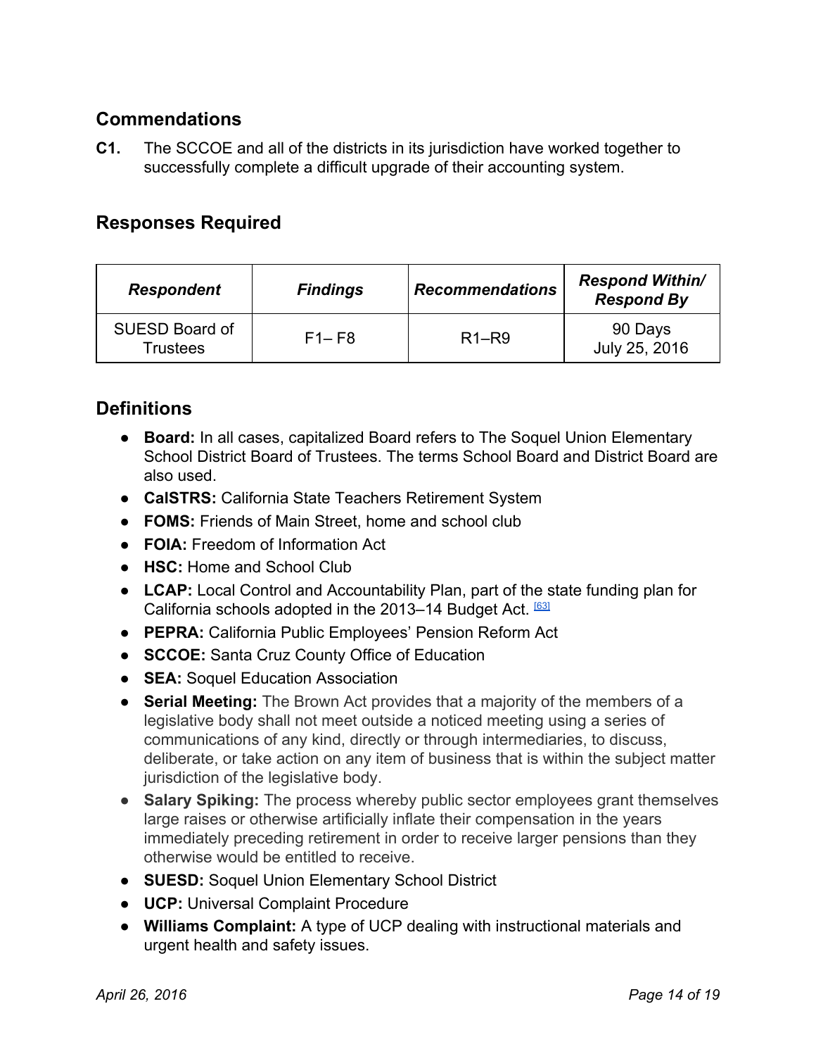## Commendations

**C1.** The SCCOE and all of the districts in its jurisdiction have worked together to successfully complete a difficult upgrade of their accounting system.

## Responses Required

| *Respondent* | *Findings* | *Recommendations* | *Respond Within/ Respond By* |
|---|---|---|---|
| SUESD Board of Trustees | F1– F8 | R1–R9 | 90 Days July 25, 2016 |

## Definitions

- **Board:** In all cases, capitalized Board refers to The Soquel Union Elementary School District Board of Trustees. The terms School Board and District Board are also used.
- **CalSTRS:** California State Teachers Retirement System
- **FOMS:** Friends of Main Street, home and school club
- **FOIA:** Freedom of Information Act
- **HSC:** Home and School Club
- **LCAP:** Local Control and Accountability Plan, part of the state funding plan for California schools adopted in the 2013–14 Budget Act. [63]
- **PEPRA:** California Public Employees' Pension Reform Act
- **SCCOE:** Santa Cruz County Office of Education
- **SEA:** Soquel Education Association
- **Serial Meeting:** The Brown Act provides that a majority of the members of a legislative body shall not meet outside a noticed meeting using a series of communications of any kind, directly or through intermediaries, to discuss, deliberate, or take action on any item of business that is within the subject matter jurisdiction of the legislative body.
- **Salary Spiking:** The process whereby public sector employees grant themselves large raises or otherwise artificially inflate their compensation in the years immediately preceding retirement in order to receive larger pensions than they otherwise would be entitled to receive.
- **SUESD:** Soquel Union Elementary School District
- **UCP:** Universal Complaint Procedure
- **Williams Complaint:** A type of UCP dealing with instructional materials and urgent health and safety issues.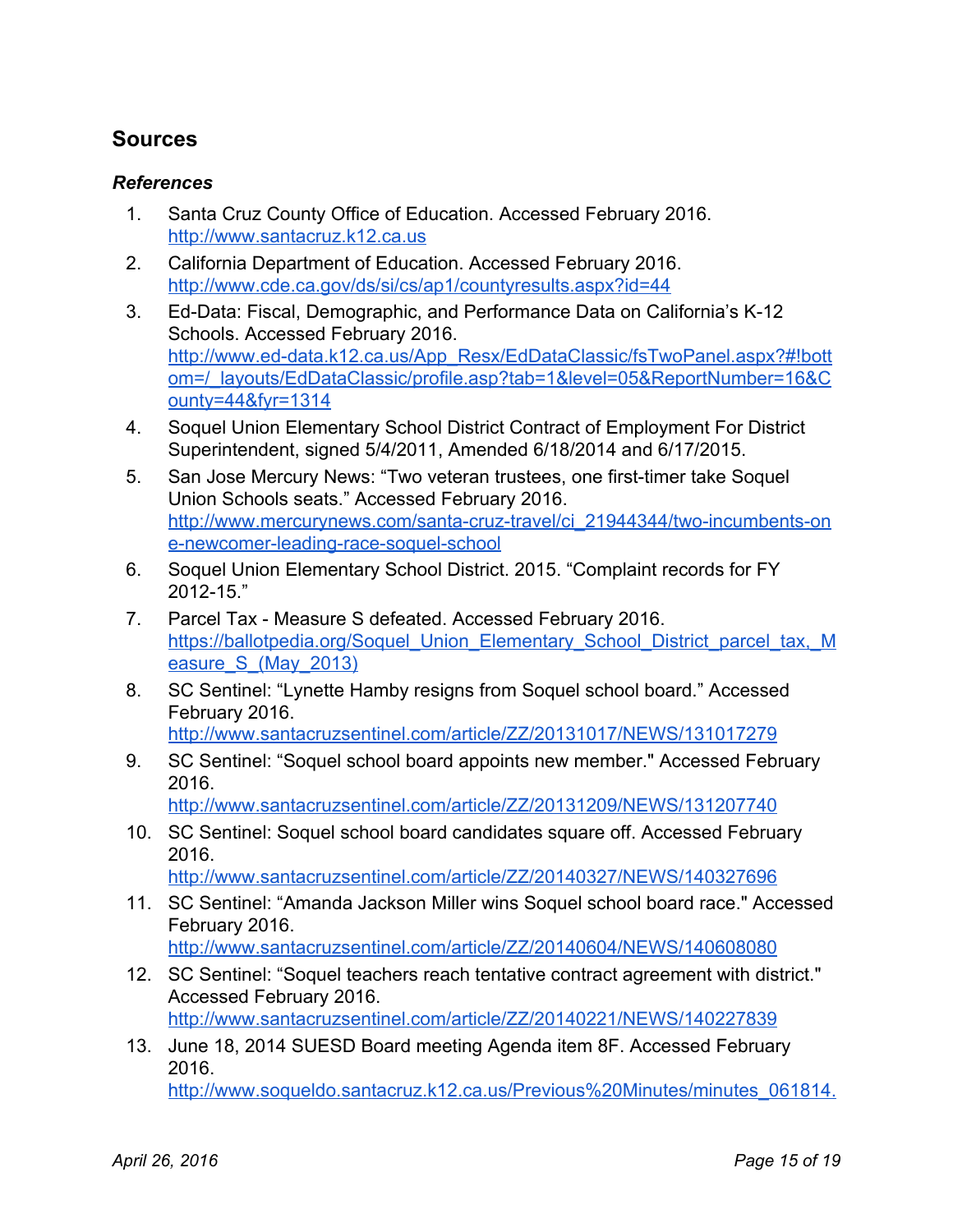## Sources

### *References*

1. Santa Cruz County Office of Education. Accessed February 2016. http://www.santacruz.k12.ca.us
2. California Department of Education. Accessed February 2016. http://www.cde.ca.gov/ds/si/cs/ap1/countyresults.aspx?id=44
3. Ed-Data: Fiscal, Demographic, and Performance Data on California's K-12 Schools. Accessed February 2016. http://www.ed-data.k12.ca.us/App_Resx/EdDataClassic/fsTwoPanel.aspx?#!bottom=/_layouts/EdDataClassic/profile.asp?tab=1&level=05&ReportNumber=16&County=44&fyr=1314
4. Soquel Union Elementary School District Contract of Employment For District Superintendent, signed 5/4/2011, Amended 6/18/2014 and 6/17/2015.
5. San Jose Mercury News: "Two veteran trustees, one first-timer take Soquel Union Schools seats." Accessed February 2016. http://www.mercurynews.com/santa-cruz-travel/ci_21944344/two-incumbents-one-newcomer-leading-race-soquel-school
6. Soquel Union Elementary School District. 2015. "Complaint records for FY 2012-15."
7. Parcel Tax - Measure S defeated. Accessed February 2016. https://ballotpedia.org/Soquel_Union_Elementary_School_District_parcel_tax,_Measure_S_(May_2013)
8. SC Sentinel: "Lynette Hamby resigns from Soquel school board." Accessed February 2016. http://www.santacruzsentinel.com/article/ZZ/20131017/NEWS/131017279
9. SC Sentinel: "Soquel school board appoints new member." Accessed February 2016. http://www.santacruzsentinel.com/article/ZZ/20131209/NEWS/131207740
10. SC Sentinel: Soquel school board candidates square off. Accessed February 2016. http://www.santacruzsentinel.com/article/ZZ/20140327/NEWS/140327696
11. SC Sentinel: "Amanda Jackson Miller wins Soquel school board race." Accessed February 2016. http://www.santacruzsentinel.com/article/ZZ/20140604/NEWS/140608080
12. SC Sentinel: "Soquel teachers reach tentative contract agreement with district." Accessed February 2016. http://www.santacruzsentinel.com/article/ZZ/20140221/NEWS/140227839
13. June 18, 2014 SUESD Board meeting Agenda item 8F. Accessed February 2016. http://www.soqueldo.santacruz.k12.ca.us/Previous%20Minutes/minutes_061814.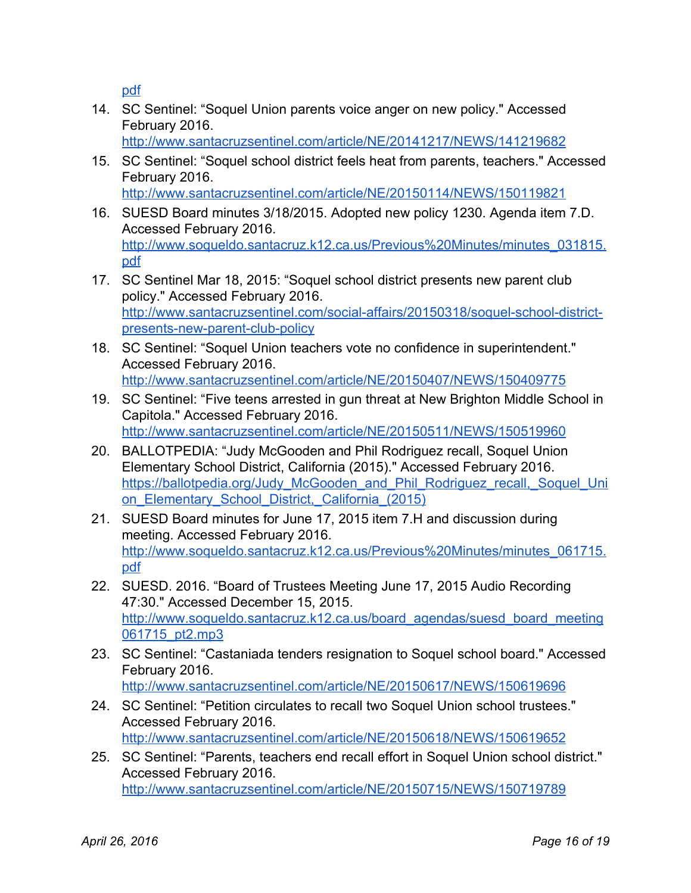pdf

14. SC Sentinel: “Soquel Union parents voice anger on new policy." Accessed February 2016. http://www.santacruzsentinel.com/article/NE/20141217/NEWS/141219682
15. SC Sentinel: “Soquel school district feels heat from parents, teachers." Accessed February 2016. http://www.santacruzsentinel.com/article/NE/20150114/NEWS/150119821
16. SUESD Board minutes 3/18/2015. Adopted new policy 1230. Agenda item 7.D. Accessed February 2016. http://www.soqueldo.santacruz.k12.ca.us/Previous%20Minutes/minutes_031815.pdf
17. SC Sentinel Mar 18, 2015: “Soquel school district presents new parent club policy." Accessed February 2016. http://www.santacruzsentinel.com/social-affairs/20150318/soquel-school-district-presents-new-parent-club-policy
18. SC Sentinel: “Soquel Union teachers vote no confidence in superintendent." Accessed February 2016. http://www.santacruzsentinel.com/article/NE/20150407/NEWS/150409775
19. SC Sentinel: “Five teens arrested in gun threat at New Brighton Middle School in Capitola." Accessed February 2016. http://www.santacruzsentinel.com/article/NE/20150511/NEWS/150519960
20. BALLOTPEDIA: “Judy McGooden and Phil Rodriguez recall, Soquel Union Elementary School District, California (2015)." Accessed February 2016. https://ballotpedia.org/Judy_McGooden_and_Phil_Rodriguez_recall,_Soquel_Union_Elementary_School_District,_California_(2015)
21. SUESD Board minutes for June 17, 2015 item 7.H and discussion during meeting. Accessed February 2016. http://www.soqueldo.santacruz.k12.ca.us/Previous%20Minutes/minutes_061715.pdf
22. SUESD. 2016. “Board of Trustees Meeting June 17, 2015 Audio Recording 47:30." Accessed December 15, 2015. http://www.soqueldo.santacruz.k12.ca.us/board_agendas/suesd_board_meeting061715_pt2.mp3
23. SC Sentinel: “Castaniada tenders resignation to Soquel school board." Accessed February 2016. http://www.santacruzsentinel.com/article/NE/20150617/NEWS/150619696
24. SC Sentinel: “Petition circulates to recall two Soquel Union school trustees." Accessed February 2016. http://www.santacruzsentinel.com/article/NE/20150618/NEWS/150619652
25. SC Sentinel: “Parents, teachers end recall effort in Soquel Union school district." Accessed February 2016. http://www.santacruzsentinel.com/article/NE/20150715/NEWS/150719789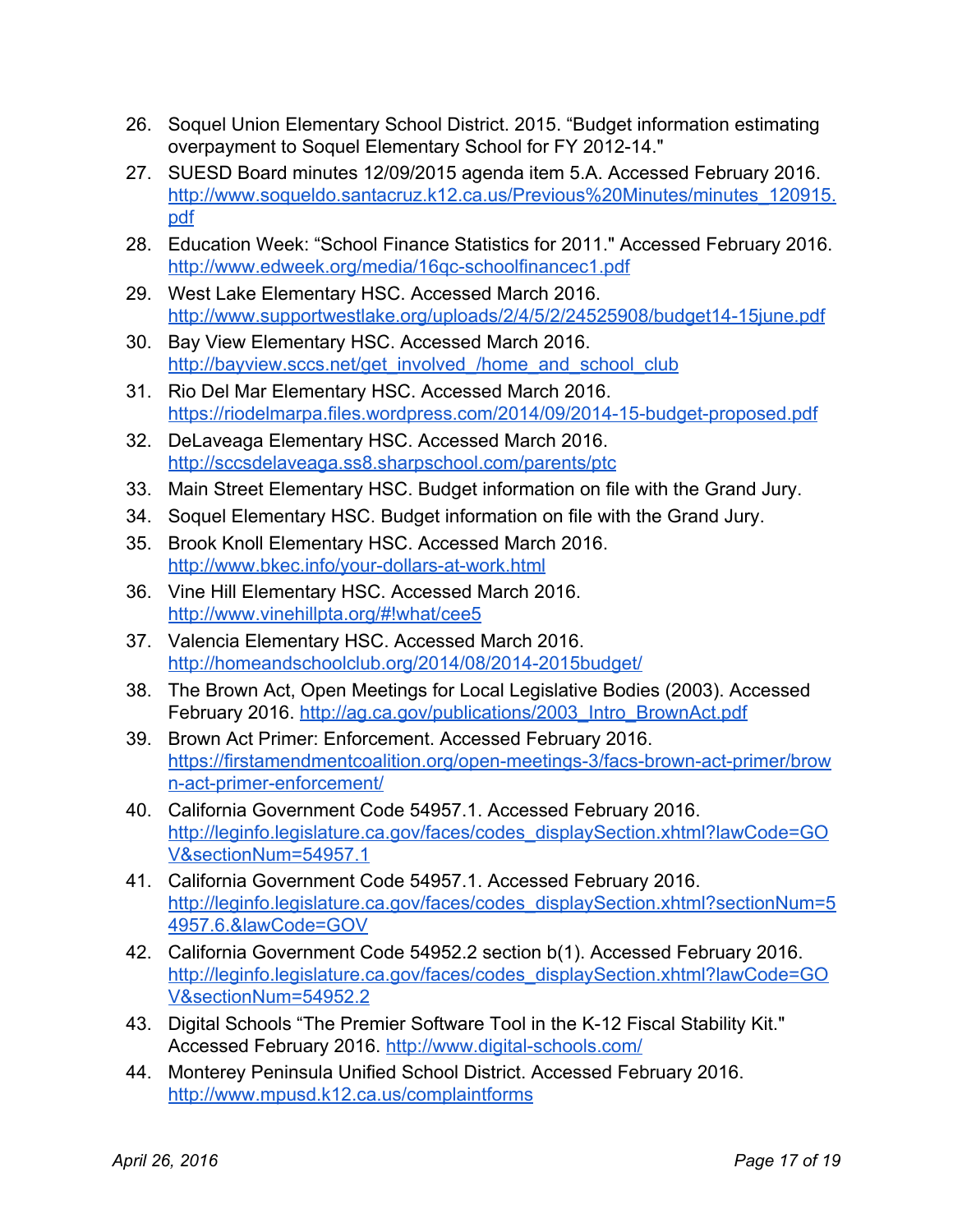26. Soquel Union Elementary School District. 2015. "Budget information estimating overpayment to Soquel Elementary School for FY 2012-14."
27. SUESD Board minutes 12/09/2015 agenda item 5.A. Accessed February 2016. http://www.soqueldo.santacruz.k12.ca.us/Previous%20Minutes/minutes_120915.pdf
28. Education Week: "School Finance Statistics for 2011." Accessed February 2016. http://www.edweek.org/media/16qc-schoolfinancec1.pdf
29. West Lake Elementary HSC. Accessed March 2016. http://www.supportwestlake.org/uploads/2/4/5/2/24525908/budget14-15june.pdf
30. Bay View Elementary HSC. Accessed March 2016. http://bayview.sccs.net/get_involved_/home_and_school_club
31. Rio Del Mar Elementary HSC. Accessed March 2016. https://riodelmarpa.files.wordpress.com/2014/09/2014-15-budget-proposed.pdf
32. DeLaveaga Elementary HSC. Accessed March 2016. http://sccsdelaveaga.ss8.sharpschool.com/parents/ptc
33. Main Street Elementary HSC. Budget information on file with the Grand Jury.
34. Soquel Elementary HSC. Budget information on file with the Grand Jury.
35. Brook Knoll Elementary HSC. Accessed March 2016. http://www.bkec.info/your-dollars-at-work.html
36. Vine Hill Elementary HSC. Accessed March 2016. http://www.vinehillpta.org/#!what/cee5
37. Valencia Elementary HSC. Accessed March 2016. http://homeandschoolclub.org/2014/08/2014-2015budget/
38. The Brown Act, Open Meetings for Local Legislative Bodies (2003). Accessed February 2016. http://ag.ca.gov/publications/2003_Intro_BrownAct.pdf
39. Brown Act Primer: Enforcement. Accessed February 2016. https://firstamendmentcoalition.org/open-meetings-3/facs-brown-act-primer/brown-act-primer-enforcement/
40. California Government Code 54957.1. Accessed February 2016. http://leginfo.legislature.ca.gov/faces/codes_displaySection.xhtml?lawCode=GOV&sectionNum=54957.1
41. California Government Code 54957.1. Accessed February 2016. http://leginfo.legislature.ca.gov/faces/codes_displaySection.xhtml?sectionNum=54957.6.&lawCode=GOV
42. California Government Code 54952.2 section b(1). Accessed February 2016. http://leginfo.legislature.ca.gov/faces/codes_displaySection.xhtml?lawCode=GOV&sectionNum=54952.2
43. Digital Schools "The Premier Software Tool in the K-12 Fiscal Stability Kit." Accessed February 2016. http://www.digital-schools.com/
44. Monterey Peninsula Unified School District. Accessed February 2016. http://www.mpusd.k12.ca.us/complaintforms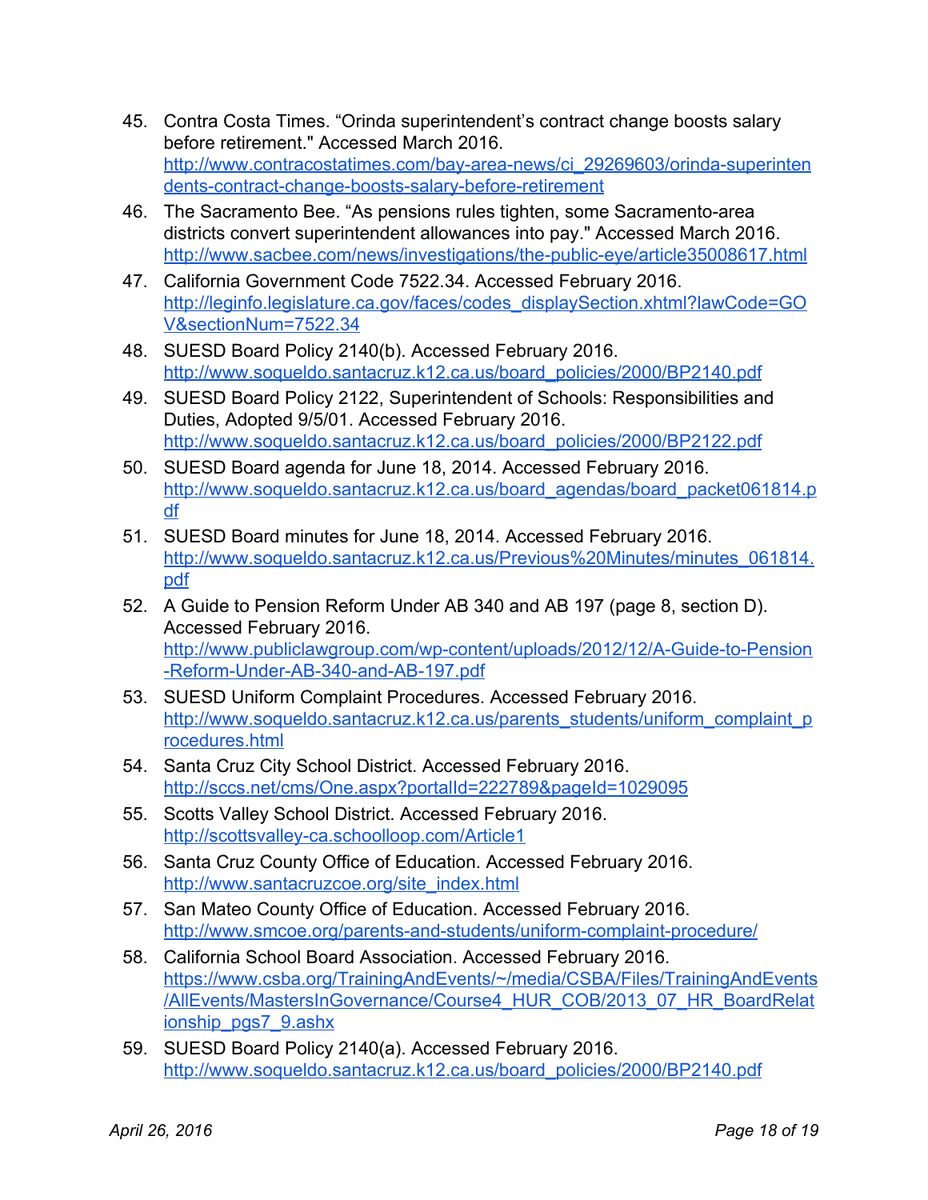45. Contra Costa Times. “Orinda superintendent’s contract change boosts salary before retirement." Accessed March 2016. http://www.contracostatimes.com/bay-area-news/ci_29269603/orinda-superintendents-contract-change-boosts-salary-before-retirement
46. The Sacramento Bee. “As pensions rules tighten, some Sacramento-area districts convert superintendent allowances into pay." Accessed March 2016. http://www.sacbee.com/news/investigations/the-public-eye/article35008617.html
47. California Government Code 7522.34. Accessed February 2016. http://leginfo.legislature.ca.gov/faces/codes_displaySection.xhtml?lawCode=GOV&sectionNum=7522.34
48. SUESD Board Policy 2140(b). Accessed February 2016. http://www.soqueldo.santacruz.k12.ca.us/board_policies/2000/BP2140.pdf
49. SUESD Board Policy 2122, Superintendent of Schools: Responsibilities and Duties, Adopted 9/5/01. Accessed February 2016. http://www.soqueldo.santacruz.k12.ca.us/board_policies/2000/BP2122.pdf
50. SUESD Board agenda for June 18, 2014. Accessed February 2016. http://www.soqueldo.santacruz.k12.ca.us/board_agendas/board_packet061814.pdf
51. SUESD Board minutes for June 18, 2014. Accessed February 2016. http://www.soqueldo.santacruz.k12.ca.us/Previous%20Minutes/minutes_061814.pdf
52. A Guide to Pension Reform Under AB 340 and AB 197 (page 8, section D). Accessed February 2016. http://www.publiclawgroup.com/wp-content/uploads/2012/12/A-Guide-to-Pension-Reform-Under-AB-340-and-AB-197.pdf
53. SUESD Uniform Complaint Procedures. Accessed February 2016. http://www.soqueldo.santacruz.k12.ca.us/parents_students/uniform_complaint_procedures.html
54. Santa Cruz City School District. Accessed February 2016. http://sccs.net/cms/One.aspx?portalId=222789&pageId=1029095
55. Scotts Valley School District. Accessed February 2016. http://scottsvalley-ca.schoolloop.com/Article1
56. Santa Cruz County Office of Education. Accessed February 2016. http://www.santacruzcoe.org/site_index.html
57. San Mateo County Office of Education. Accessed February 2016. http://www.smcoe.org/parents-and-students/uniform-complaint-procedure/
58. California School Board Association. Accessed February 2016. https://www.csba.org/TrainingAndEvents/~/media/CSBA/Files/TrainingAndEvents/AllEvents/MastersInGovernance/Course4_HUR_COB/2013_07_HR_BoardRelationship_pgs7_9.ashx
59. SUESD Board Policy 2140(a). Accessed February 2016. http://www.soqueldo.santacruz.k12.ca.us/board_policies/2000/BP2140.pdf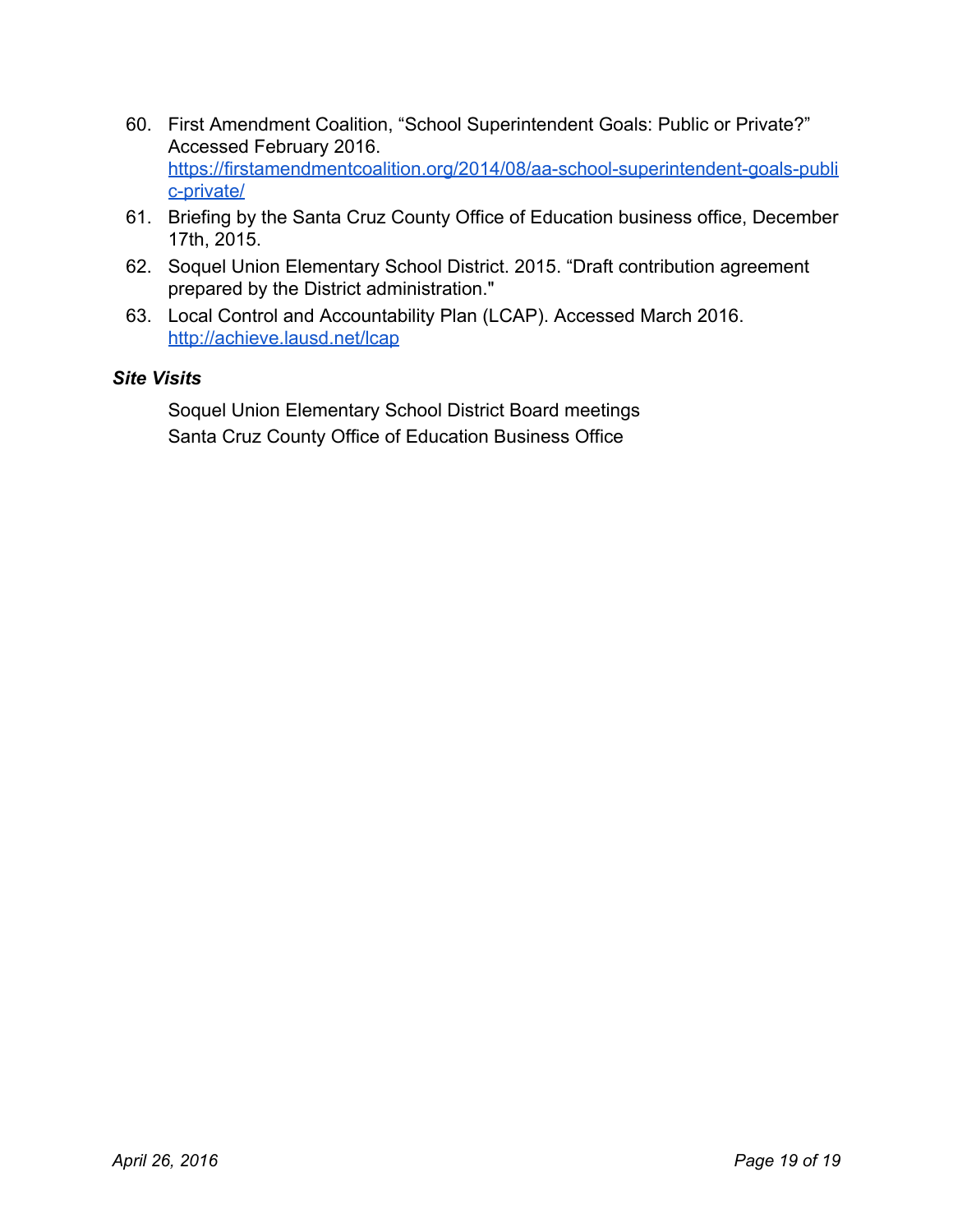60. First Amendment Coalition, "School Superintendent Goals: Public or Private?" Accessed February 2016. https://firstamendmentcoalition.org/2014/08/aa-school-superintendent-goals-public-private/
61. Briefing by the Santa Cruz County Office of Education business office, December 17th, 2015.
62. Soquel Union Elementary School District. 2015. "Draft contribution agreement prepared by the District administration."
63. Local Control and Accountability Plan (LCAP). Accessed March 2016. http://achieve.lausd.net/lcap

***Site Visits***

Soquel Union Elementary School District Board meetings
Santa Cruz County Office of Education Business Office